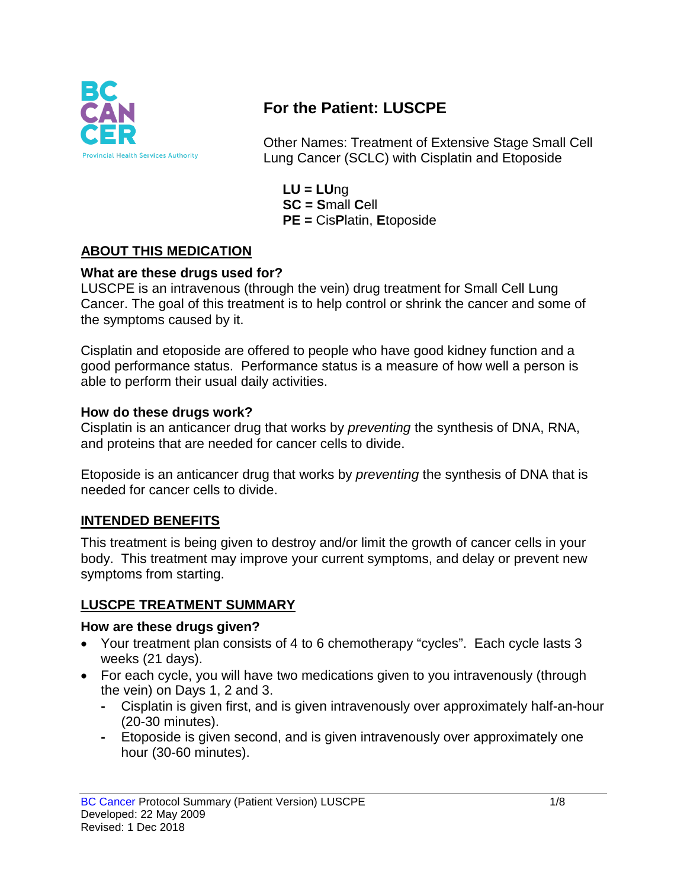# For the Patient: LUSCPE

Other Names: Treatment of Extensive Stage Small Cell Lung Cancer (SCLC) with Cisplatin and Etoposide

**LU = LU**ng
**SC = S**mall **C**ell
**PE =** Cis**P**latin, **E**toposide

## ABOUT THIS MEDICATION

### What are these drugs used for?

LUSCPE is an intravenous (through the vein) drug treatment for Small Cell Lung Cancer. The goal of this treatment is to help control or shrink the cancer and some of the symptoms caused by it.

Cisplatin and etoposide are offered to people who have good kidney function and a good performance status. Performance status is a measure of how well a person is able to perform their usual daily activities.

### How do these drugs work?

Cisplatin is an anticancer drug that works by *preventing* the synthesis of DNA, RNA, and proteins that are needed for cancer cells to divide.

Etoposide is an anticancer drug that works by *preventing* the synthesis of DNA that is needed for cancer cells to divide.

## INTENDED BENEFITS

This treatment is being given to destroy and/or limit the growth of cancer cells in your body. This treatment may improve your current symptoms, and delay or prevent new symptoms from starting.

## LUSCPE TREATMENT SUMMARY

### How are these drugs given?

- Your treatment plan consists of 4 to 6 chemotherapy "cycles". Each cycle lasts 3 weeks (21 days).
- For each cycle, you will have two medications given to you intravenously (through the vein) on Days 1, 2 and 3.
  - Cisplatin is given first, and is given intravenously over approximately half-an-hour (20-30 minutes).
  - Etoposide is given second, and is given intravenously over approximately one hour (30-60 minutes).

BC Cancer Protocol Summary (Patient Version) LUSCPE
Developed: 22 May 2009
Revised: 1 Dec 2018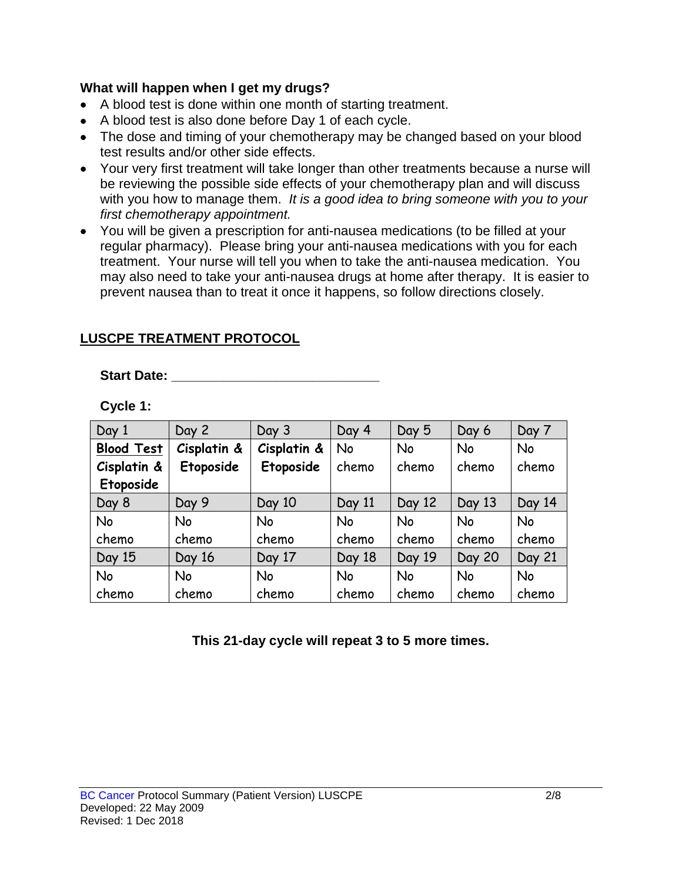**What will happen when I get my drugs?**

- A blood test is done within one month of starting treatment.
- A blood test is also done before Day 1 of each cycle.
- The dose and timing of your chemotherapy may be changed based on your blood test results and/or other side effects.
- Your very first treatment will take longer than other treatments because a nurse will be reviewing the possible side effects of your chemotherapy plan and will discuss with you how to manage them. *It is a good idea to bring someone with you to your first chemotherapy appointment.*
- You will be given a prescription for anti-nausea medications (to be filled at your regular pharmacy). Please bring your anti-nausea medications with you for each treatment. Your nurse will tell you when to take the anti-nausea medication. You may also need to take your anti-nausea drugs at home after therapy. It is easier to prevent nausea than to treat it once it happens, so follow directions closely.

## LUSCPE TREATMENT PROTOCOL

**Start Date: ____________________________**

**Cycle 1:**

| Day 1 | Day 2 | Day 3 | Day 4 | Day 5 | Day 6 | Day 7 |
|---|---|---|---|---|---|---|
| **Blood Test** **Cisplatin & Etoposide** | **Cisplatin & Etoposide** | **Cisplatin & Etoposide** | No chemo | No chemo | No chemo | No chemo |
| Day 8 | Day 9 | Day 10 | Day 11 | Day 12 | Day 13 | Day 14 |
| No chemo | No chemo | No chemo | No chemo | No chemo | No chemo | No chemo |
| Day 15 | Day 16 | Day 17 | Day 18 | Day 19 | Day 20 | Day 21 |
| No chemo | No chemo | No chemo | No chemo | No chemo | No chemo | No chemo |

**This 21-day cycle will repeat 3 to 5 more times.**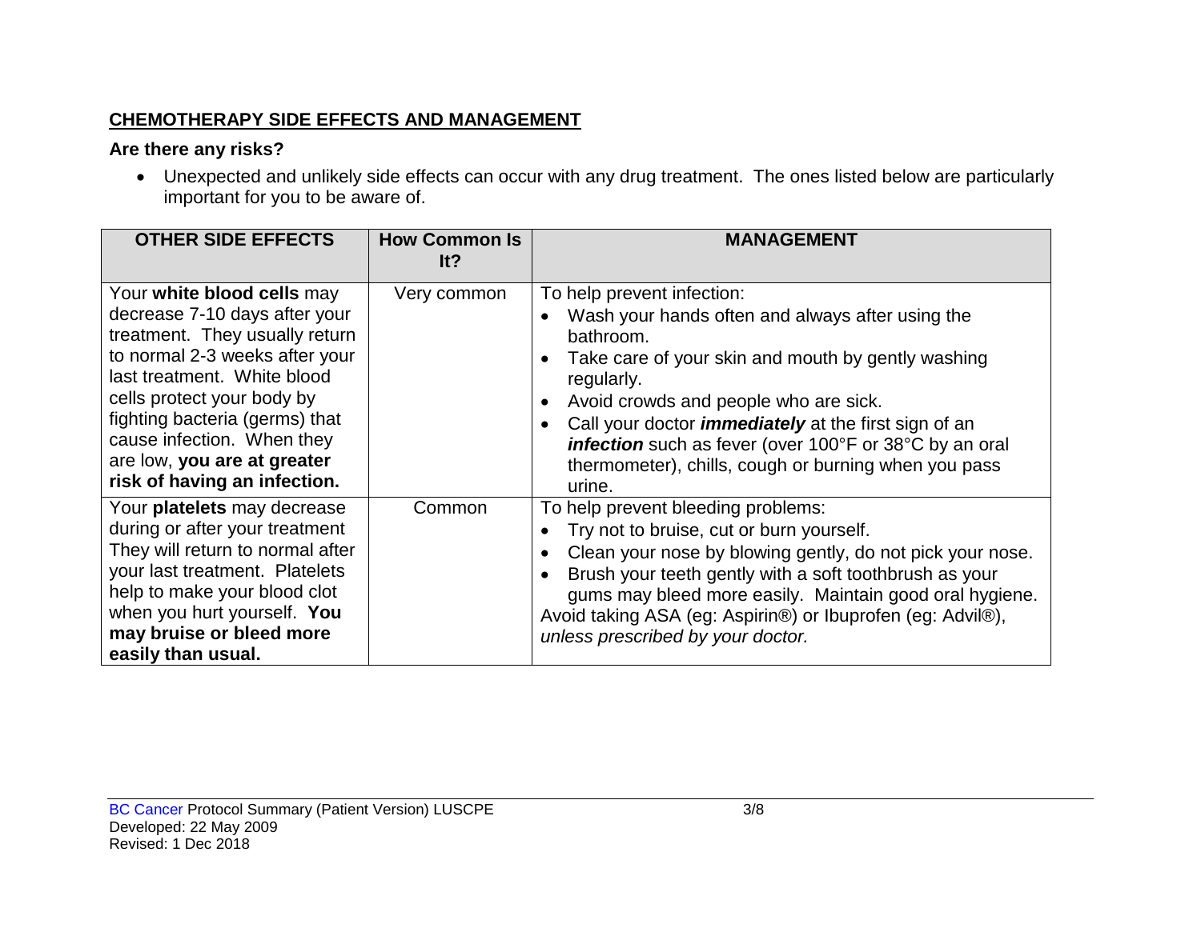## CHEMOTHERAPY SIDE EFFECTS AND MANAGEMENT

**Are there any risks?**

- Unexpected and unlikely side effects can occur with any drug treatment. The ones listed below are particularly important for you to be aware of.

| OTHER SIDE EFFECTS | How Common Is It? | MANAGEMENT |
|---|---|---|
| Your **white blood cells** may decrease 7-10 days after your treatment. They usually return to normal 2-3 weeks after your last treatment. White blood cells protect your body by fighting bacteria (germs) that cause infection. When they are low, **you are at greater risk of having an infection.** | Very common | To help prevent infection:<br>• Wash your hands often and always after using the bathroom.<br>• Take care of your skin and mouth by gently washing regularly.<br>• Avoid crowds and people who are sick.<br>• Call your doctor ***immediately*** at the first sign of an ***infection*** such as fever (over 100°F or 38°C by an oral thermometer), chills, cough or burning when you pass urine. |
| Your **platelets** may decrease during or after your treatment They will return to normal after your last treatment. Platelets help to make your blood clot when you hurt yourself. **You may bruise or bleed more easily than usual.** | Common | To help prevent bleeding problems:<br>• Try not to bruise, cut or burn yourself.<br>• Clean your nose by blowing gently, do not pick your nose.<br>• Brush your teeth gently with a soft toothbrush as your gums may bleed more easily. Maintain good oral hygiene.<br>Avoid taking ASA (eg: Aspirin®) or Ibuprofen (eg: Advil®), *unless prescribed by your doctor.* |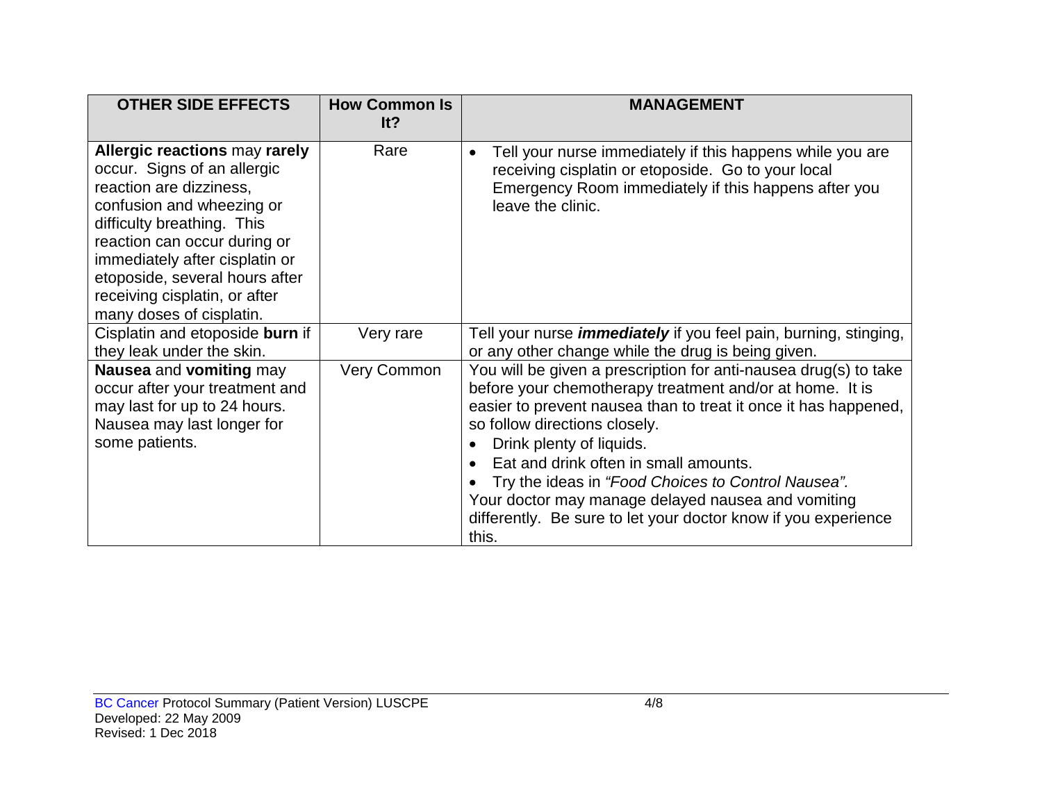| OTHER SIDE EFFECTS | How Common Is It? | MANAGEMENT |
|---|---|---|
| **Allergic reactions** may **rarely** occur. Signs of an allergic reaction are dizziness, confusion and wheezing or difficulty breathing. This reaction can occur during or immediately after cisplatin or etoposide, several hours after receiving cisplatin, or after many doses of cisplatin. | Rare | • Tell your nurse immediately if this happens while you are receiving cisplatin or etoposide. Go to your local Emergency Room immediately if this happens after you leave the clinic. |
| Cisplatin and etoposide **burn** if they leak under the skin. | Very rare | Tell your nurse ***immediately*** if you feel pain, burning, stinging, or any other change while the drug is being given. |
| **Nausea** and **vomiting** may occur after your treatment and may last for up to 24 hours. Nausea may last longer for some patients. | Very Common | You will be given a prescription for anti-nausea drug(s) to take before your chemotherapy treatment and/or at home. It is easier to prevent nausea than to treat it once it has happened, so follow directions closely.<br>• Drink plenty of liquids.<br>• Eat and drink often in small amounts.<br>• Try the ideas in *"Food Choices to Control Nausea".*<br>Your doctor may manage delayed nausea and vomiting differently. Be sure to let your doctor know if you experience this. |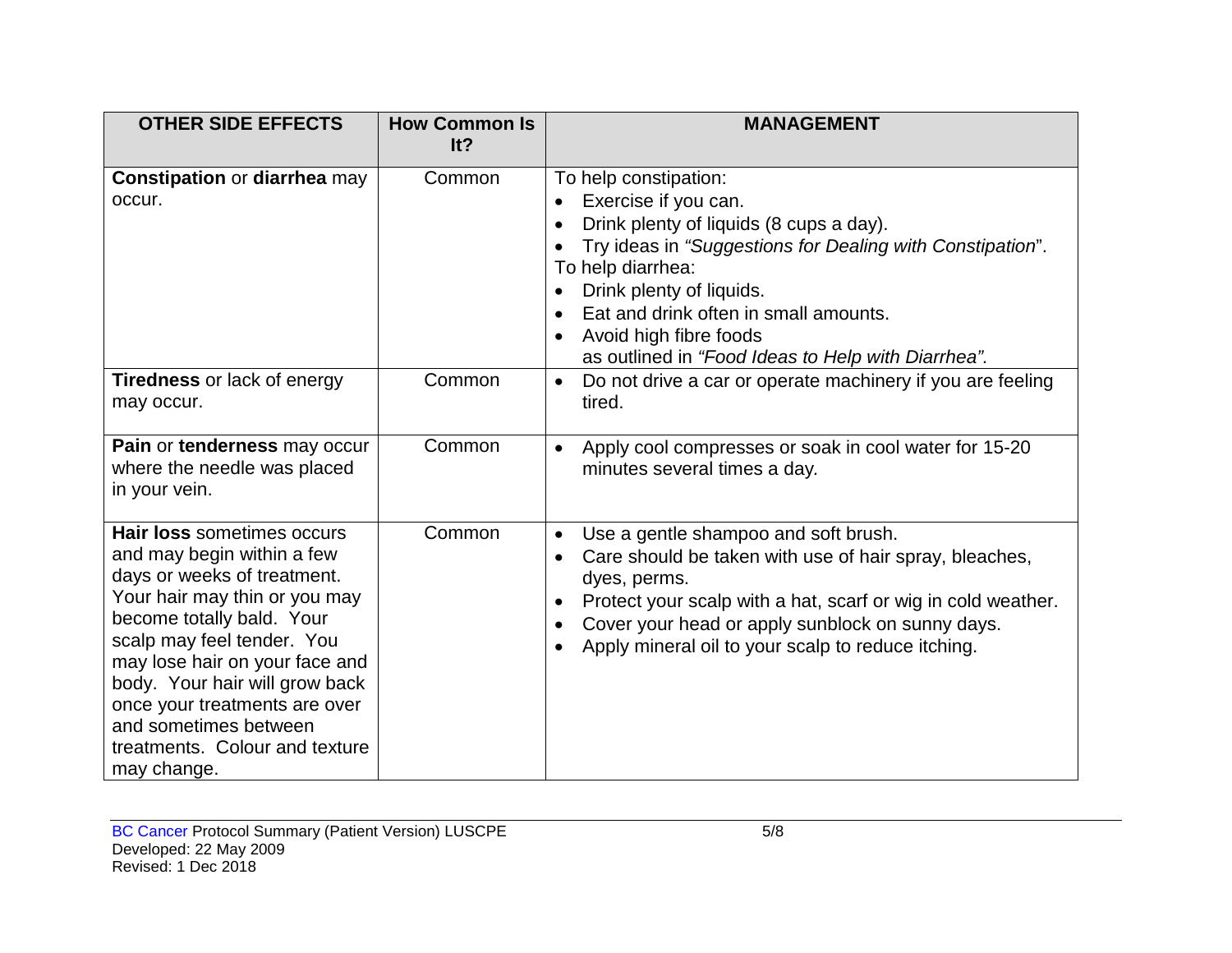| OTHER SIDE EFFECTS | How Common Is It? | MANAGEMENT |
|---|---|---|
| **Constipation** or **diarrhea** may occur. | Common | To help constipation:<br>• Exercise if you can.<br>• Drink plenty of liquids (8 cups a day).<br>• Try ideas in *"Suggestions for Dealing with Constipation*".<br>To help diarrhea:<br>• Drink plenty of liquids.<br>• Eat and drink often in small amounts.<br>• Avoid high fibre foods as outlined in *"Food Ideas to Help with Diarrhea".* |
| **Tiredness** or lack of energy may occur. | Common | • Do not drive a car or operate machinery if you are feeling tired. |
| **Pain** or **tenderness** may occur where the needle was placed in your vein. | Common | • Apply cool compresses or soak in cool water for 15-20 minutes several times a day. |
| **Hair loss** sometimes occurs and may begin within a few days or weeks of treatment. Your hair may thin or you may become totally bald. Your scalp may feel tender. You may lose hair on your face and body. Your hair will grow back once your treatments are over and sometimes between treatments. Colour and texture may change. | Common | • Use a gentle shampoo and soft brush.<br>• Care should be taken with use of hair spray, bleaches, dyes, perms.<br>• Protect your scalp with a hat, scarf or wig in cold weather.<br>• Cover your head or apply sunblock on sunny days.<br>• Apply mineral oil to your scalp to reduce itching. |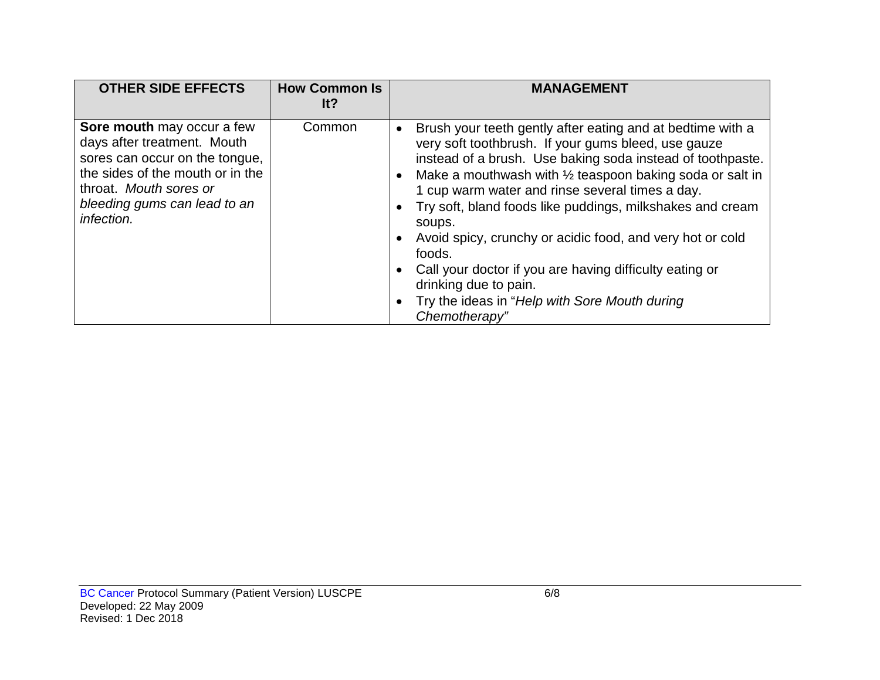| OTHER SIDE EFFECTS | How Common Is It? | MANAGEMENT |
| --- | --- | --- |
| **Sore mouth** may occur a few days after treatment. Mouth sores can occur on the tongue, the sides of the mouth or in the throat. *Mouth sores or bleeding gums can lead to an infection.* | Common | • Brush your teeth gently after eating and at bedtime with a very soft toothbrush. If your gums bleed, use gauze instead of a brush. Use baking soda instead of toothpaste.<br>• Make a mouthwash with ½ teaspoon baking soda or salt in 1 cup warm water and rinse several times a day.<br>• Try soft, bland foods like puddings, milkshakes and cream soups.<br>• Avoid spicy, crunchy or acidic food, and very hot or cold foods.<br>• Call your doctor if you are having difficulty eating or drinking due to pain.<br>• Try the ideas in "*Help with Sore Mouth during Chemotherapy*" |

BC Cancer Protocol Summary (Patient Version) LUSCPE
Developed: 22 May 2009
Revised: 1 Dec 2018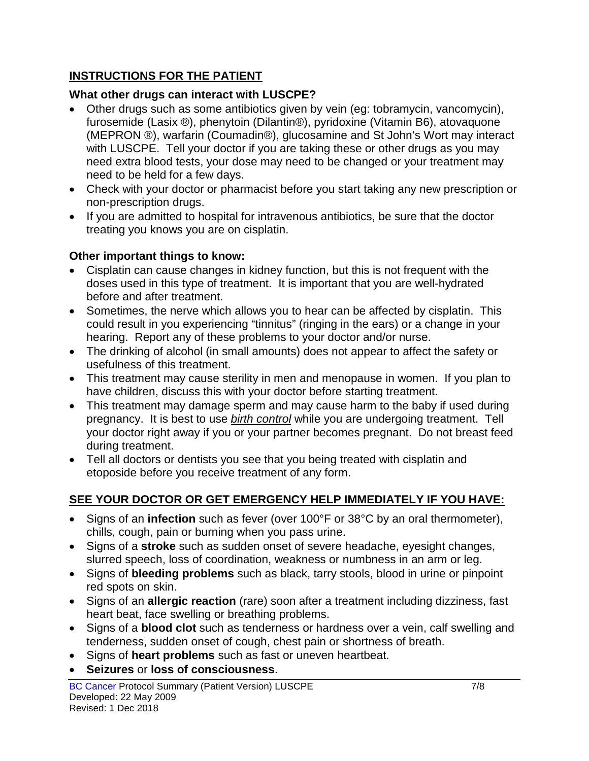## INSTRUCTIONS FOR THE PATIENT

### What other drugs can interact with LUSCPE?

- Other drugs such as some antibiotics given by vein (eg: tobramycin, vancomycin), furosemide (Lasix ®), phenytoin (Dilantin®), pyridoxine (Vitamin B6), atovaquone (MEPRON ®), warfarin (Coumadin®), glucosamine and St John's Wort may interact with LUSCPE. Tell your doctor if you are taking these or other drugs as you may need extra blood tests, your dose may need to be changed or your treatment may need to be held for a few days.
- Check with your doctor or pharmacist before you start taking any new prescription or non-prescription drugs.
- If you are admitted to hospital for intravenous antibiotics, be sure that the doctor treating you knows you are on cisplatin.

### Other important things to know:

- Cisplatin can cause changes in kidney function, but this is not frequent with the doses used in this type of treatment. It is important that you are well-hydrated before and after treatment.
- Sometimes, the nerve which allows you to hear can be affected by cisplatin. This could result in you experiencing "tinnitus" (ringing in the ears) or a change in your hearing. Report any of these problems to your doctor and/or nurse.
- The drinking of alcohol (in small amounts) does not appear to affect the safety or usefulness of this treatment.
- This treatment may cause sterility in men and menopause in women. If you plan to have children, discuss this with your doctor before starting treatment.
- This treatment may damage sperm and may cause harm to the baby if used during pregnancy. It is best to use *birth control* while you are undergoing treatment. Tell your doctor right away if you or your partner becomes pregnant. Do not breast feed during treatment.
- Tell all doctors or dentists you see that you being treated with cisplatin and etoposide before you receive treatment of any form.

## SEE YOUR DOCTOR OR GET EMERGENCY HELP IMMEDIATELY IF YOU HAVE:

- Signs of an **infection** such as fever (over 100°F or 38°C by an oral thermometer), chills, cough, pain or burning when you pass urine.
- Signs of a **stroke** such as sudden onset of severe headache, eyesight changes, slurred speech, loss of coordination, weakness or numbness in an arm or leg.
- Signs of **bleeding problems** such as black, tarry stools, blood in urine or pinpoint red spots on skin.
- Signs of an **allergic reaction** (rare) soon after a treatment including dizziness, fast heart beat, face swelling or breathing problems.
- Signs of a **blood clot** such as tenderness or hardness over a vein, calf swelling and tenderness, sudden onset of cough, chest pain or shortness of breath.
- Signs of **heart problems** such as fast or uneven heartbeat.
- **Seizures** or **loss of consciousness**.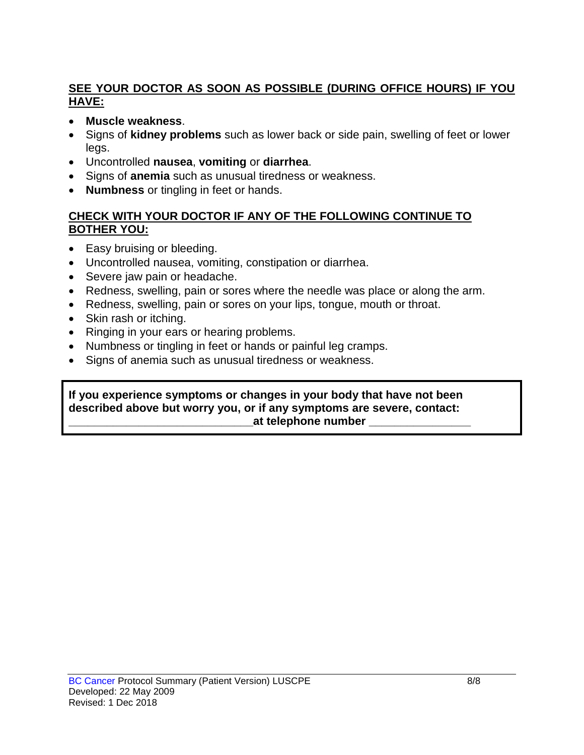**SEE YOUR DOCTOR AS SOON AS POSSIBLE (DURING OFFICE HOURS) IF YOU HAVE:**

- **Muscle weakness**.
- Signs of **kidney problems** such as lower back or side pain, swelling of feet or lower legs.
- Uncontrolled **nausea**, **vomiting** or **diarrhea**.
- Signs of **anemia** such as unusual tiredness or weakness.
- **Numbness** or tingling in feet or hands.

**CHECK WITH YOUR DOCTOR IF ANY OF THE FOLLOWING CONTINUE TO BOTHER YOU:**

- Easy bruising or bleeding.
- Uncontrolled nausea, vomiting, constipation or diarrhea.
- Severe jaw pain or headache.
- Redness, swelling, pain or sores where the needle was place or along the arm.
- Redness, swelling, pain or sores on your lips, tongue, mouth or throat.
- Skin rash or itching.
- Ringing in your ears or hearing problems.
- Numbness or tingling in feet or hands or painful leg cramps.
- Signs of anemia such as unusual tiredness or weakness.

**If you experience symptoms or changes in your body that have not been described above but worry you, or if any symptoms are severe, contact: \_\_\_\_\_\_\_\_\_\_\_\_\_\_\_\_\_\_\_\_\_\_\_\_\_\_\_\_\_ at telephone number \_\_\_\_\_\_\_\_\_\_\_\_\_\_\_\_**

BC Cancer Protocol Summary (Patient Version) LUSCPE
Developed: 22 May 2009
Revised: 1 Dec 2018